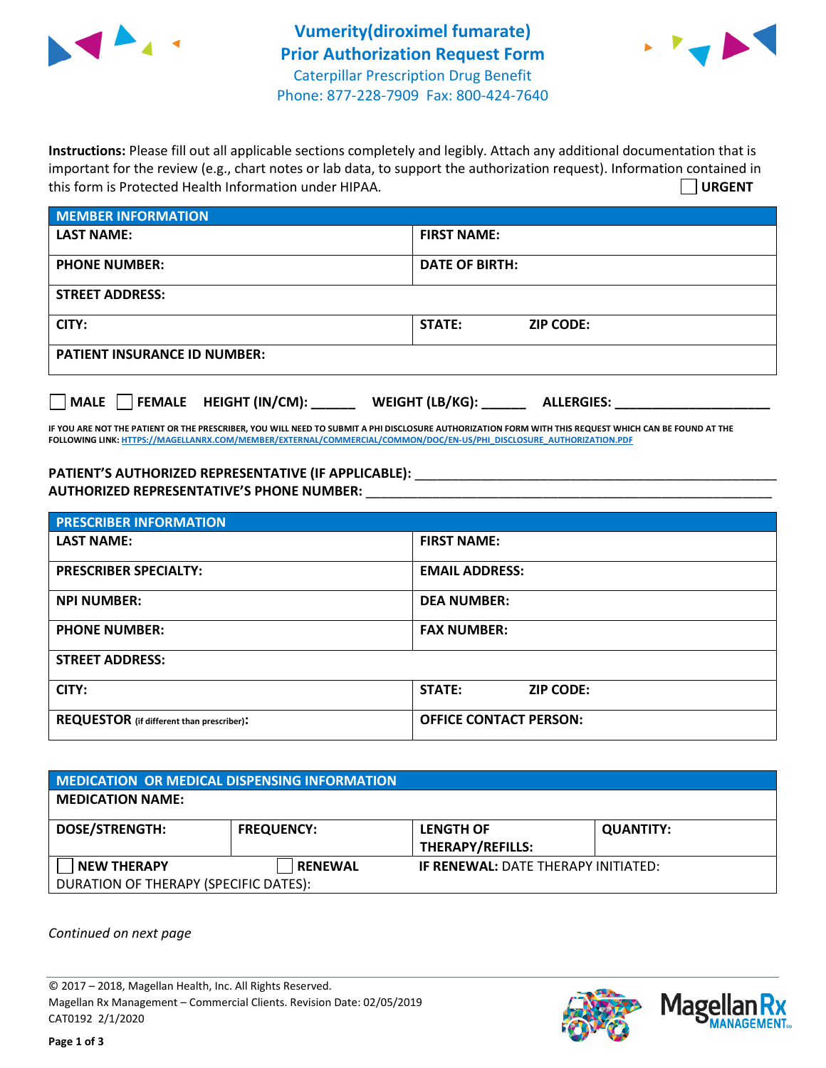# Vumerity(diroximel fumarate) Prior Authorization Request Form

Caterpillar Prescription Drug Benefit
Phone: 877-228-7909 Fax: 800-424-7640

**Instructions:** Please fill out all applicable sections completely and legibly. Attach any additional documentation that is important for the review (e.g., chart notes or lab data, to support the authorization request). Information contained in this form is Protected Health Information under HIPAA.

☐ **URGENT**

| **MEMBER INFORMATION** | |
|---|---|
| **LAST NAME:** | **FIRST NAME:** |
| **PHONE NUMBER:** | **DATE OF BIRTH:** |
| **STREET ADDRESS:** | |
| **CITY:** | **STATE:** **ZIP CODE:** |
| **PATIENT INSURANCE ID NUMBER:** | |

☐ **MALE** ☐ **FEMALE** **HEIGHT (IN/CM):** ______ **WEIGHT (LB/KG):** ______ **ALLERGIES:** ____________________

**IF YOU ARE NOT THE PATIENT OR THE PRESCRIBER, YOU WILL NEED TO SUBMIT A PHI DISCLOSURE AUTHORIZATION FORM WITH THIS REQUEST WHICH CAN BE FOUND AT THE FOLLOWING LINK: HTTPS://MAGELLANRX.COM/MEMBER/EXTERNAL/COMMERCIAL/COMMON/DOC/EN-US/PHI_DISCLOSURE_AUTHORIZATION.PDF**

**PATIENT'S AUTHORIZED REPRESENTATIVE (IF APPLICABLE):** ____________________________________________

**AUTHORIZED REPRESENTATIVE'S PHONE NUMBER:** ____________________________________________

| **PRESCRIBER INFORMATION** | |
|---|---|
| **LAST NAME:** | **FIRST NAME:** |
| **PRESCRIBER SPECIALTY:** | **EMAIL ADDRESS:** |
| **NPI NUMBER:** | **DEA NUMBER:** |
| **PHONE NUMBER:** | **FAX NUMBER:** |
| **STREET ADDRESS:** | |
| **CITY:** | **STATE:** **ZIP CODE:** |
| **REQUESTOR** (if different than prescriber)**:** | **OFFICE CONTACT PERSON:** |

| **MEDICATION OR MEDICAL DISPENSING INFORMATION** | | | |
|---|---|---|---|
| **MEDICATION NAME:** | | | |
| **DOSE/STRENGTH:** | **FREQUENCY:** | **LENGTH OF THERAPY/REFILLS:** | **QUANTITY:** |
| ☐ **NEW THERAPY** | ☐ **RENEWAL** | **IF RENEWAL:** DATE THERAPY INITIATED: | |
| DURATION OF THERAPY (SPECIFIC DATES): | | | |

*Continued on next page*

© 2017 – 2018, Magellan Health, Inc. All Rights Reserved.
Magellan Rx Management – Commercial Clients. Revision Date: 02/05/2019
CAT0192 2/1/2020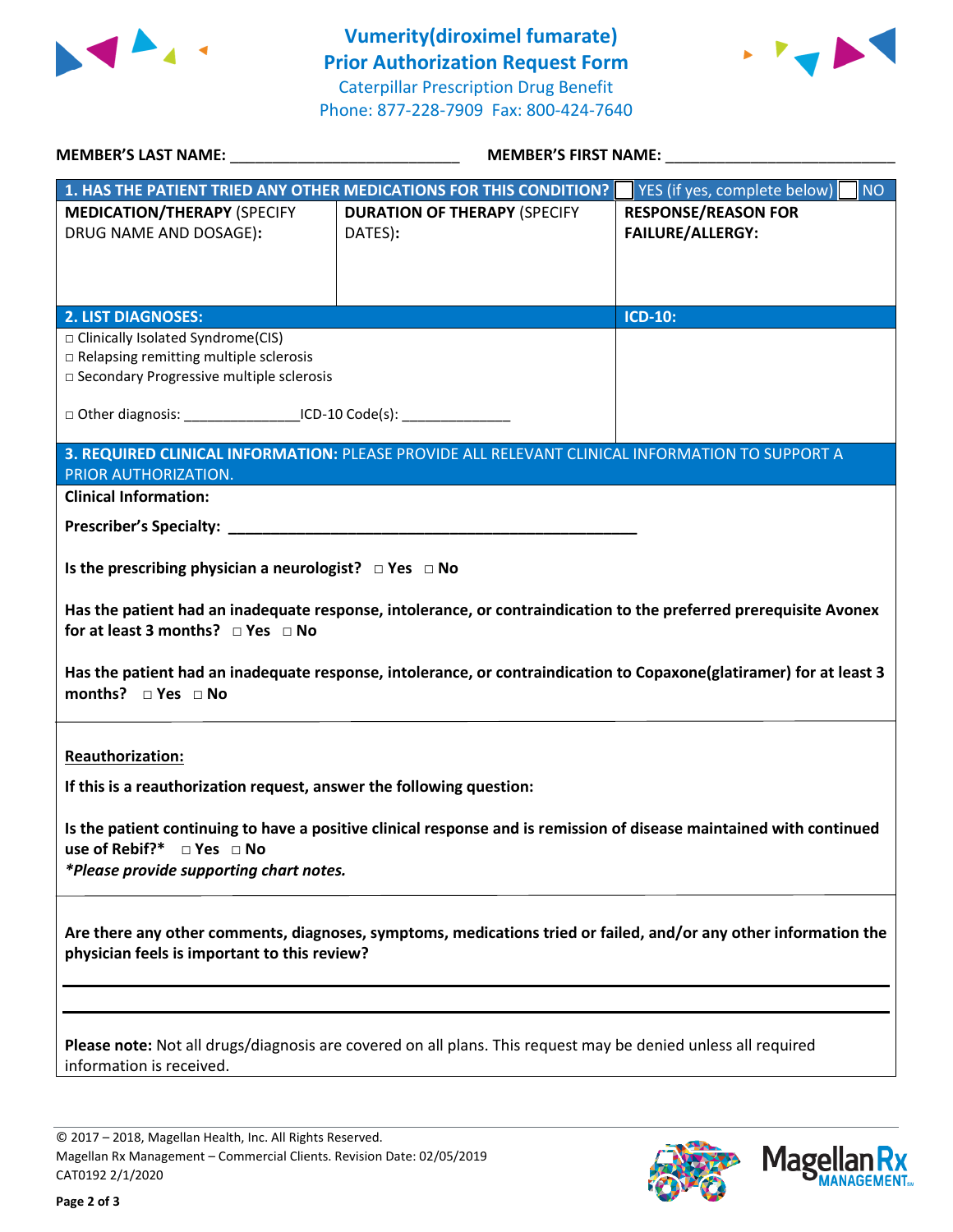# Vumerity(diroximel fumarate) Prior Authorization Request Form

Caterpillar Prescription Drug Benefit
Phone: 877-228-7909 Fax: 800-424-7640

**MEMBER'S LAST NAME:** ___________________________ **MEMBER'S FIRST NAME:** ___________________________

| **1. HAS THE PATIENT TRIED ANY OTHER MEDICATIONS FOR THIS CONDITION?** | | ☐ YES (if yes, complete below) ☐ NO |
|---|---|---|
| **MEDICATION/THERAPY** (SPECIFY DRUG NAME AND DOSAGE): | **DURATION OF THERAPY** (SPECIFY DATES): | **RESPONSE/REASON FOR FAILURE/ALLERGY:** |
| | | |

| **2. LIST DIAGNOSES:** | **ICD-10:** |
|---|---|
| □ Clinically Isolated Syndrome(CIS)<br>□ Relapsing remitting multiple sclerosis<br>□ Secondary Progressive multiple sclerosis<br><br>□ Other diagnosis: _______________ICD-10 Code(s): ______________ | |

**3. REQUIRED CLINICAL INFORMATION:** PLEASE PROVIDE ALL RELEVANT CLINICAL INFORMATION TO SUPPORT A PRIOR AUTHORIZATION.

**Clinical Information:**

**Prescriber's Specialty:** ________________________________________________

**Is the prescribing physician a neurologist?** □ **Yes** □ **No**

**Has the patient had an inadequate response, intolerance, or contraindication to the preferred prerequisite Avonex for at least 3 months?** □ **Yes** □ **No**

**Has the patient had an inadequate response, intolerance, or contraindication to Copaxone(glatiramer) for at least 3 months?** □ **Yes** □ **No**

**Reauthorization:**

**If this is a reauthorization request, answer the following question:**

**Is the patient continuing to have a positive clinical response and is remission of disease maintained with continued use of Rebif?*** □ **Yes** □ **No**

***Please provide supporting chart notes.***

**Are there any other comments, diagnoses, symptoms, medications tried or failed, and/or any other information the physician feels is important to this review?**

_______________________________________________________________________________

_______________________________________________________________________________

**Please note:** Not all drugs/diagnosis are covered on all plans. This request may be denied unless all required information is received.

© 2017 – 2018, Magellan Health, Inc. All Rights Reserved.
Magellan Rx Management – Commercial Clients. Revision Date: 02/05/2019
CAT0192 2/1/2020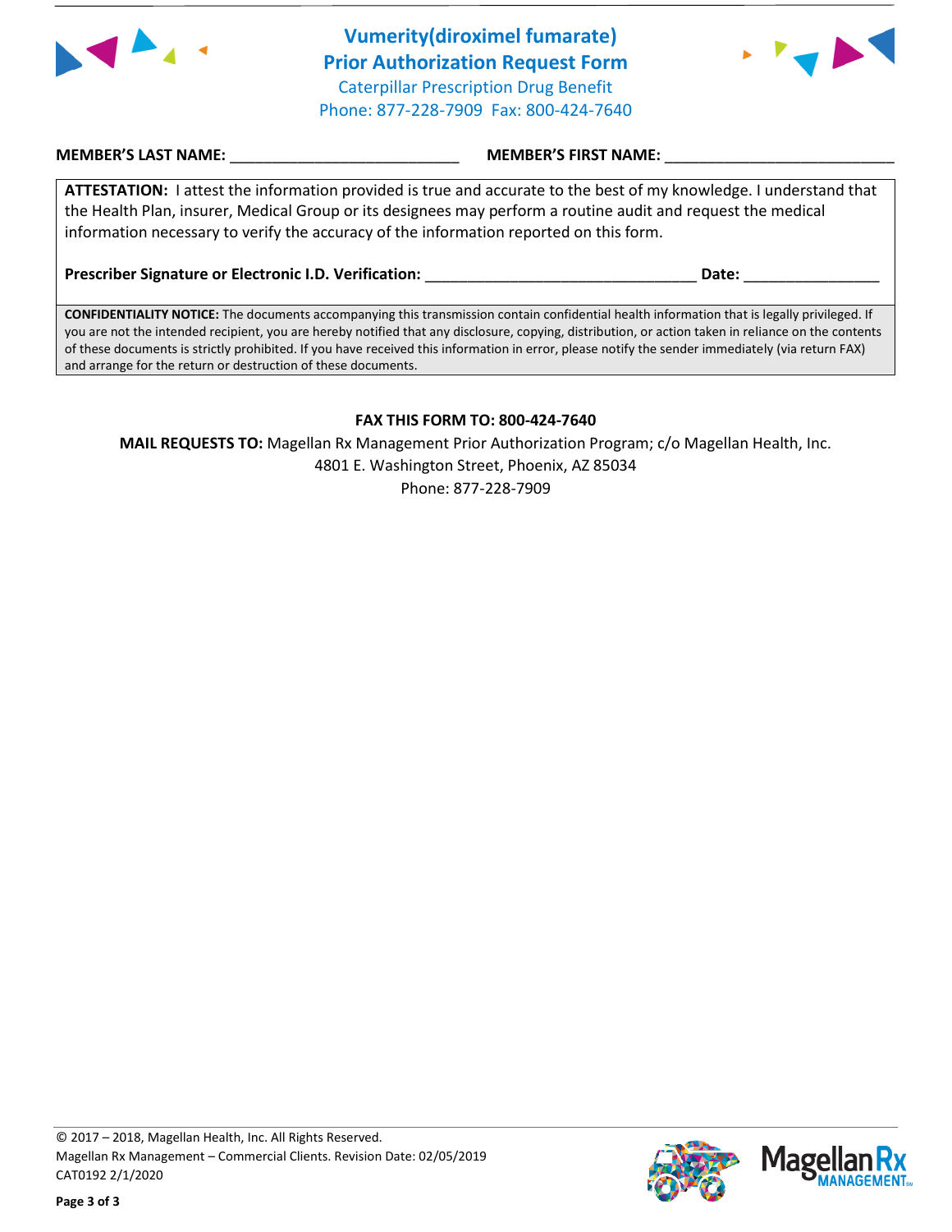# Vumerity(diroximel fumarate) Prior Authorization Request Form

Caterpillar Prescription Drug Benefit
Phone: 877-228-7909 Fax: 800-424-7640

**MEMBER'S LAST NAME:** ___________________________ **MEMBER'S FIRST NAME:** ___________________________

**ATTESTATION:** I attest the information provided is true and accurate to the best of my knowledge. I understand that the Health Plan, insurer, Medical Group or its designees may perform a routine audit and request the medical information necessary to verify the accuracy of the information reported on this form.

**Prescriber Signature or Electronic I.D. Verification:** ________________________________ **Date:** ________________

**CONFIDENTIALITY NOTICE:** The documents accompanying this transmission contain confidential health information that is legally privileged. If you are not the intended recipient, you are hereby notified that any disclosure, copying, distribution, or action taken in reliance on the contents of these documents is strictly prohibited. If you have received this information in error, please notify the sender immediately (via return FAX) and arrange for the return or destruction of these documents.

**FAX THIS FORM TO: 800-424-7640**

**MAIL REQUESTS TO:** Magellan Rx Management Prior Authorization Program; c/o Magellan Health, Inc.
4801 E. Washington Street, Phoenix, AZ 85034
Phone: 877-228-7909

© 2017 – 2018, Magellan Health, Inc. All Rights Reserved.
Magellan Rx Management – Commercial Clients. Revision Date: 02/05/2019
CAT0192 2/1/2020